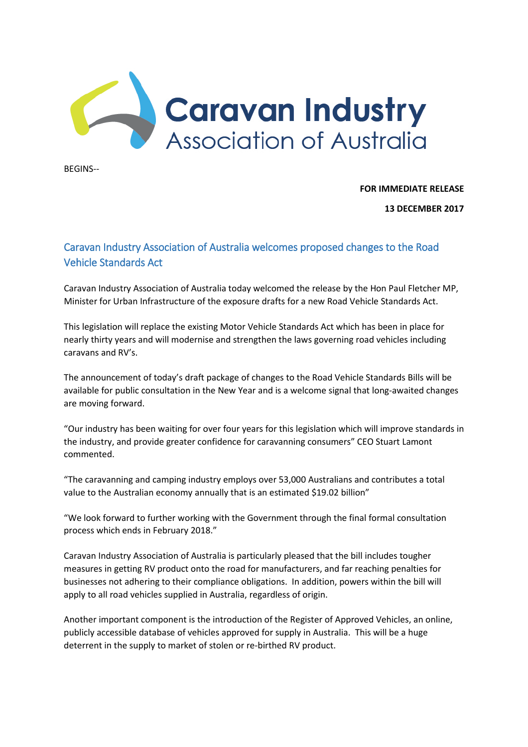Caravan Industry Association of Australia

BEGINS--

**FOR IMMEDIATE RELEASE**

**13 DECEMBER 2017**

## Caravan Industry Association of Australia welcomes proposed changes to the Road Vehicle Standards Act

Caravan Industry Association of Australia today welcomed the release by the Hon Paul Fletcher MP, Minister for Urban Infrastructure of the exposure drafts for a new Road Vehicle Standards Act.

This legislation will replace the existing Motor Vehicle Standards Act which has been in place for nearly thirty years and will modernise and strengthen the laws governing road vehicles including caravans and RV's.

The announcement of today's draft package of changes to the Road Vehicle Standards Bills will be available for public consultation in the New Year and is a welcome signal that long-awaited changes are moving forward.

"Our industry has been waiting for over four years for this legislation which will improve standards in the industry, and provide greater confidence for caravanning consumers" CEO Stuart Lamont commented.

"The caravanning and camping industry employs over 53,000 Australians and contributes a total value to the Australian economy annually that is an estimated $19.02 billion"

"We look forward to further working with the Government through the final formal consultation process which ends in February 2018."

Caravan Industry Association of Australia is particularly pleased that the bill includes tougher measures in getting RV product onto the road for manufacturers, and far reaching penalties for businesses not adhering to their compliance obligations. In addition, powers within the bill will apply to all road vehicles supplied in Australia, regardless of origin.

Another important component is the introduction of the Register of Approved Vehicles, an online, publicly accessible database of vehicles approved for supply in Australia. This will be a huge deterrent in the supply to market of stolen or re-birthed RV product.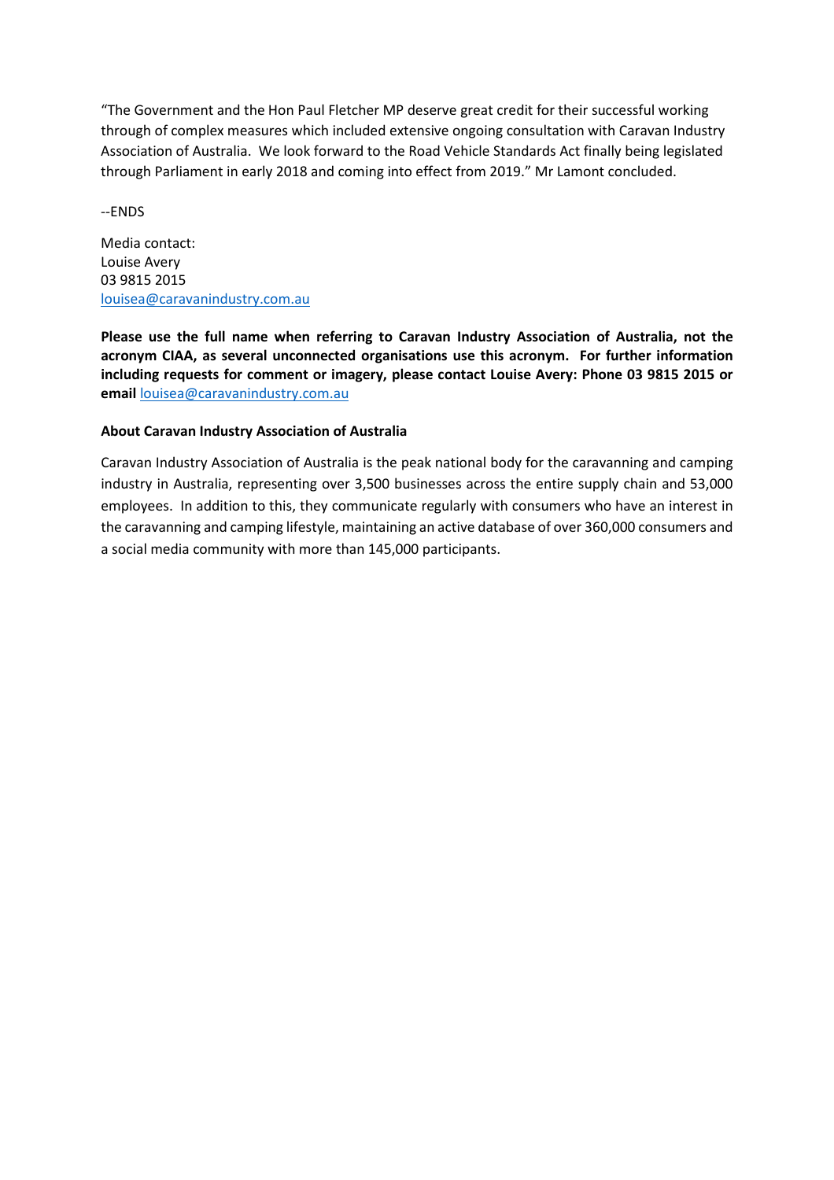"The Government and the Hon Paul Fletcher MP deserve great credit for their successful working through of complex measures which included extensive ongoing consultation with Caravan Industry Association of Australia. We look forward to the Road Vehicle Standards Act finally being legislated through Parliament in early 2018 and coming into effect from 2019." Mr Lamont concluded.

--ENDS

Media contact:
Louise Avery
03 9815 2015
louisea@caravanindustry.com.au

**Please use the full name when referring to Caravan Industry Association of Australia, not the acronym CIAA, as several unconnected organisations use this acronym. For further information including requests for comment or imagery, please contact Louise Avery: Phone 03 9815 2015 or email** louisea@caravanindustry.com.au

**About Caravan Industry Association of Australia**

Caravan Industry Association of Australia is the peak national body for the caravanning and camping industry in Australia, representing over 3,500 businesses across the entire supply chain and 53,000 employees. In addition to this, they communicate regularly with consumers who have an interest in the caravanning and camping lifestyle, maintaining an active database of over 360,000 consumers and a social media community with more than 145,000 participants.